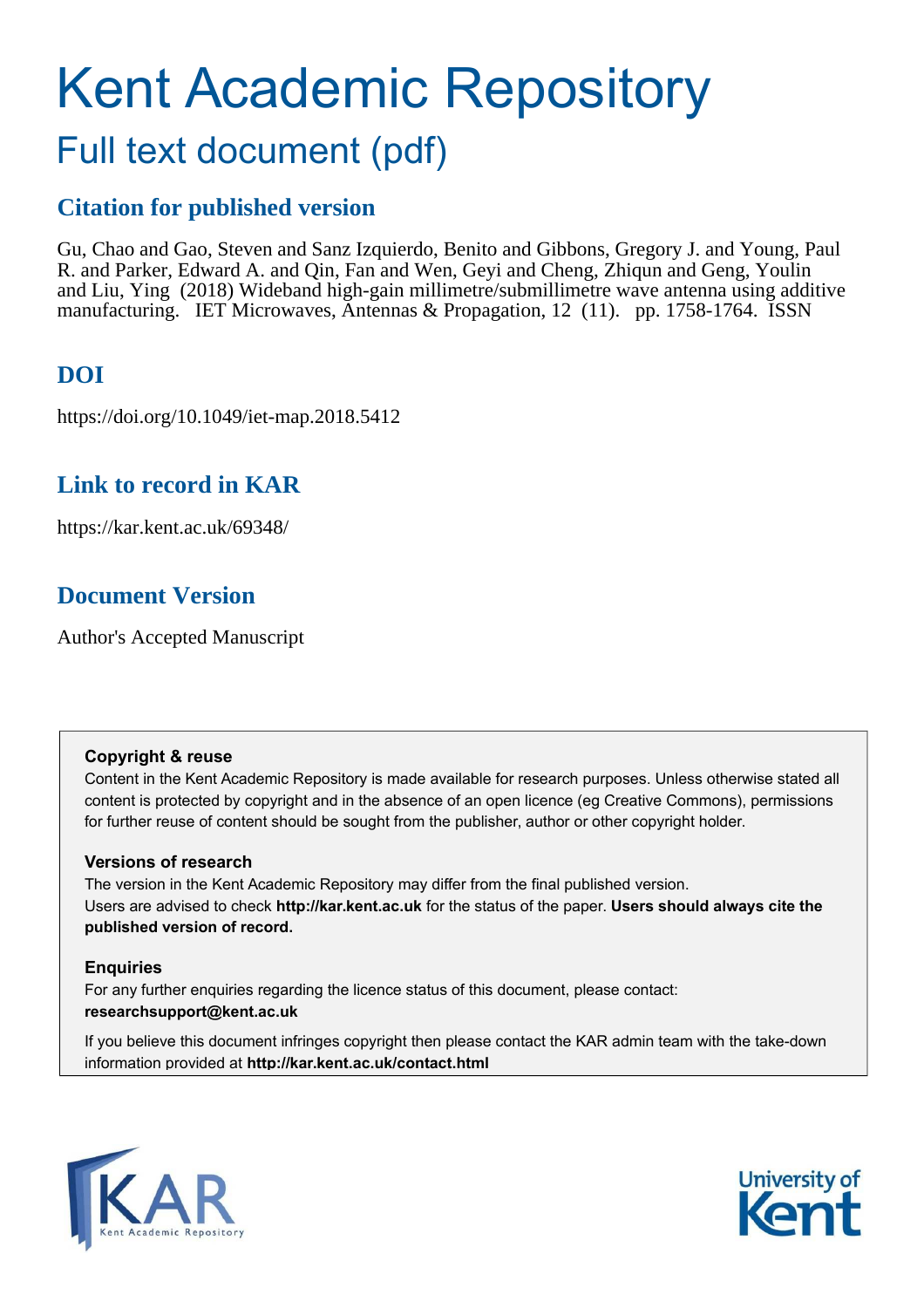# Kent Academic Repository

## Full text document (pdf)

### Citation for published version

Gu, Chao and Gao, Steven and Sanz Izquierdo, Benito and Gibbons, Gregory J. and Young, Paul R. and Parker, Edward A. and Qin, Fan and Wen, Geyi and Cheng, Zhiqun and Geng, Youlin and Liu, Ying (2018) Wideband high-gain millimetre/submillimetre wave antenna using additive manufacturing. IET Microwaves, Antennas & Propagation, 12 (11). pp. 1758-1764. ISSN

### DOI

https://doi.org/10.1049/iet-map.2018.5412

### Link to record in KAR

https://kar.kent.ac.uk/69348/

### Document Version

Author's Accepted Manuscript

**Copyright & reuse**

Content in the Kent Academic Repository is made available for research purposes. Unless otherwise stated all content is protected by copyright and in the absence of an open licence (eg Creative Commons), permissions for further reuse of content should be sought from the publisher, author or other copyright holder.

**Versions of research**

The version in the Kent Academic Repository may differ from the final published version.
Users are advised to check **http://kar.kent.ac.uk** for the status of the paper. **Users should always cite the published version of record.**

**Enquiries**

For any further enquiries regarding the licence status of this document, please contact:
**researchsupport@kent.ac.uk**

If you believe this document infringes copyright then please contact the KAR admin team with the take-down information provided at **http://kar.kent.ac.uk/contact.html**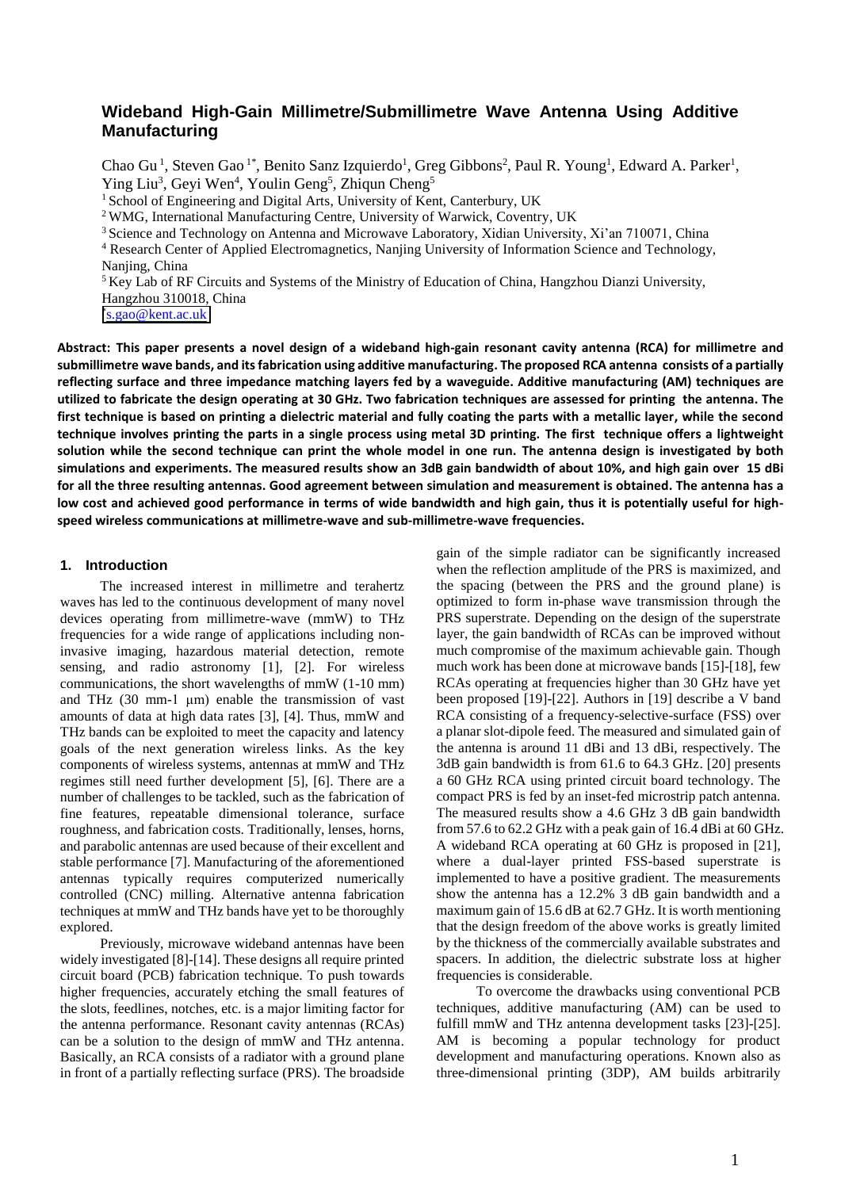# Wideband High-Gain Millimetre/Submillimetre Wave Antenna Using Additive Manufacturing

Chao Gu [1], Steven Gao [1*], Benito Sanz Izquierdo[1], Greg Gibbons[2], Paul R. Young[1], Edward A. Parker[1], Ying Liu[3], Geyi Wen[4], Youlin Geng[5], Zhiqun Cheng[5]

[1] School of Engineering and Digital Arts, University of Kent, Canterbury, UK

[2] WMG, International Manufacturing Centre, University of Warwick, Coventry, UK

[3] Science and Technology on Antenna and Microwave Laboratory, Xidian University, Xi'an 710071, China

[4] Research Center of Applied Electromagnetics, Nanjing University of Information Science and Technology, Nanjing, China

[5] Key Lab of RF Circuits and Systems of the Ministry of Education of China, Hangzhou Dianzi University, Hangzhou 310018, China

s.gao@kent.ac.uk

**Abstract: This paper presents a novel design of a wideband high-gain resonant cavity antenna (RCA) for millimetre and submillimetre wave bands, and its fabrication using additive manufacturing. The proposed RCA antenna consists of a partially reflecting surface and three impedance matching layers fed by a waveguide. Additive manufacturing (AM) techniques are utilized to fabricate the design operating at 30 GHz. Two fabrication techniques are assessed for printing the antenna. The first technique is based on printing a dielectric material and fully coating the parts with a metallic layer, while the second technique involves printing the parts in a single process using metal 3D printing. The first technique offers a lightweight solution while the second technique can print the whole model in one run. The antenna design is investigated by both simulations and experiments. The measured results show an 3dB gain bandwidth of about 10%, and high gain over 15 dBi for all the three resulting antennas. Good agreement between simulation and measurement is obtained. The antenna has a low cost and achieved good performance in terms of wide bandwidth and high gain, thus it is potentially useful for high-speed wireless communications at millimetre-wave and sub-millimetre-wave frequencies.**

## 1. Introduction

The increased interest in millimetre and terahertz waves has led to the continuous development of many novel devices operating from millimetre-wave (mmW) to THz frequencies for a wide range of applications including non-invasive imaging, hazardous material detection, remote sensing, and radio astronomy [1], [2]. For wireless communications, the short wavelengths of mmW (1-10 mm) and THz (30 mm-1 μm) enable the transmission of vast amounts of data at high data rates [3], [4]. Thus, mmW and THz bands can be exploited to meet the capacity and latency goals of the next generation wireless links. As the key components of wireless systems, antennas at mmW and THz regimes still need further development [5], [6]. There are a number of challenges to be tackled, such as the fabrication of fine features, repeatable dimensional tolerance, surface roughness, and fabrication costs. Traditionally, lenses, horns, and parabolic antennas are used because of their excellent and stable performance [7]. Manufacturing of the aforementioned antennas typically requires computerized numerically controlled (CNC) milling. Alternative antenna fabrication techniques at mmW and THz bands have yet to be thoroughly explored.

Previously, microwave wideband antennas have been widely investigated [8]-[14]. These designs all require printed circuit board (PCB) fabrication technique. To push towards higher frequencies, accurately etching the small features of the slots, feedlines, notches, etc. is a major limiting factor for the antenna performance. Resonant cavity antennas (RCAs) can be a solution to the design of mmW and THz antenna. Basically, an RCA consists of a radiator with a ground plane in front of a partially reflecting surface (PRS). The broadside gain of the simple radiator can be significantly increased when the reflection amplitude of the PRS is maximized, and the spacing (between the PRS and the ground plane) is optimized to form in-phase wave transmission through the PRS superstrate. Depending on the design of the superstrate layer, the gain bandwidth of RCAs can be improved without much compromise of the maximum achievable gain. Though much work has been done at microwave bands [15]-[18], few RCAs operating at frequencies higher than 30 GHz have yet been proposed [19]-[22]. Authors in [19] describe a V band RCA consisting of a frequency-selective-surface (FSS) over a planar slot-dipole feed. The measured and simulated gain of the antenna is around 11 dBi and 13 dBi, respectively. The 3dB gain bandwidth is from 61.6 to 64.3 GHz. [20] presents a 60 GHz RCA using printed circuit board technology. The compact PRS is fed by an inset-fed microstrip patch antenna. The measured results show a 4.6 GHz 3 dB gain bandwidth from 57.6 to 62.2 GHz with a peak gain of 16.4 dBi at 60 GHz. A wideband RCA operating at 60 GHz is proposed in [21], where a dual-layer printed FSS-based superstrate is implemented to have a positive gradient. The measurements show the antenna has a 12.2% 3 dB gain bandwidth and a maximum gain of 15.6 dB at 62.7 GHz. It is worth mentioning that the design freedom of the above works is greatly limited by the thickness of the commercially available substrates and spacers. In addition, the dielectric substrate loss at higher frequencies is considerable.

To overcome the drawbacks using conventional PCB techniques, additive manufacturing (AM) can be used to fulfill mmW and THz antenna development tasks [23]-[25]. AM is becoming a popular technology for product development and manufacturing operations. Known also as three-dimensional printing (3DP), AM builds arbitrarily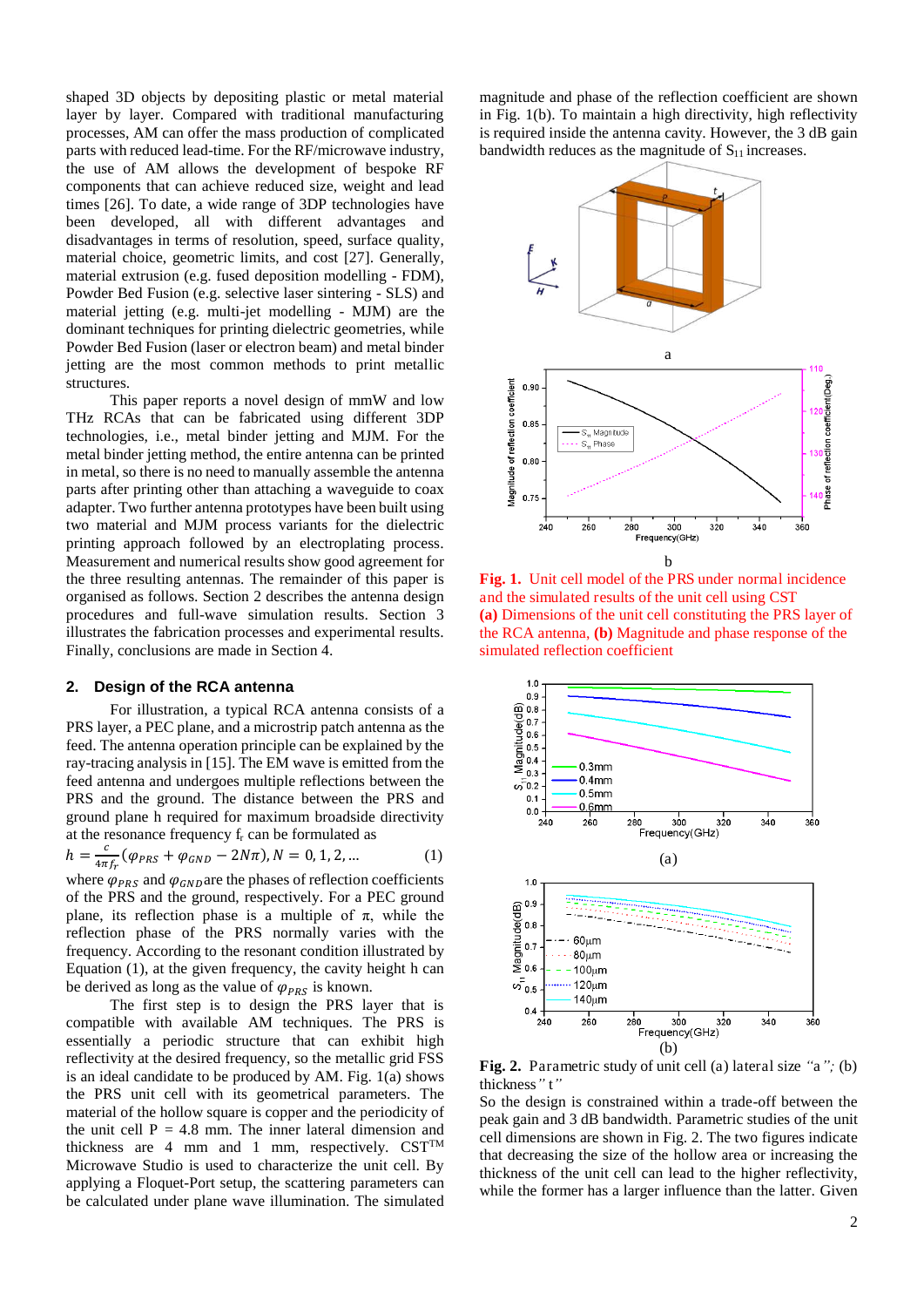shaped 3D objects by depositing plastic or metal material layer by layer. Compared with traditional manufacturing processes, AM can offer the mass production of complicated parts with reduced lead-time. For the RF/microwave industry, the use of AM allows the development of bespoke RF components that can achieve reduced size, weight and lead times [26]. To date, a wide range of 3DP technologies have been developed, all with different advantages and disadvantages in terms of resolution, speed, surface quality, material choice, geometric limits, and cost [27]. Generally, material extrusion (e.g. fused deposition modelling - FDM), Powder Bed Fusion (e.g. selective laser sintering - SLS) and material jetting (e.g. multi-jet modelling - MJM) are the dominant techniques for printing dielectric geometries, while Powder Bed Fusion (laser or electron beam) and metal binder jetting are the most common methods to print metallic structures.

This paper reports a novel design of mmW and low THz RCAs that can be fabricated using different 3DP technologies, i.e., metal binder jetting and MJM. For the metal binder jetting method, the entire antenna can be printed in metal, so there is no need to manually assemble the antenna parts after printing other than attaching a waveguide to coax adapter. Two further antenna prototypes have been built using two material and MJM process variants for the dielectric printing approach followed by an electroplating process. Measurement and numerical results show good agreement for the three resulting antennas. The remainder of this paper is organised as follows. Section 2 describes the antenna design procedures and full-wave simulation results. Section 3 illustrates the fabrication processes and experimental results. Finally, conclusions are made in Section 4.

## 2. Design of the RCA antenna

For illustration, a typical RCA antenna consists of a PRS layer, a PEC plane, and a microstrip patch antenna as the feed. The antenna operation principle can be explained by the ray-tracing analysis in [15]. The EM wave is emitted from the feed antenna and undergoes multiple reflections between the PRS and the ground. The distance between the PRS and ground plane h required for maximum broadside directivity at the resonance frequency $f_r$ can be formulated as

$$h = \frac{c}{4\pi f_r}(\varphi_{PRS} + \varphi_{GND} - 2N\pi), N = 0, 1, 2, \ldots \qquad (1)$$

where $\varphi_{PRS}$ and $\varphi_{GND}$ are the phases of reflection coefficients of the PRS and the ground, respectively. For a PEC ground plane, its reflection phase is a multiple of $\pi$, while the reflection phase of the PRS normally varies with the frequency. According to the resonant condition illustrated by Equation (1), at the given frequency, the cavity height h can be derived as long as the value of $\varphi_{PRS}$ is known.

The first step is to design the PRS layer that is compatible with available AM techniques. The PRS is essentially a periodic structure that can exhibit high reflectivity at the desired frequency, so the metallic grid FSS is an ideal candidate to be produced by AM. Fig. 1(a) shows the PRS unit cell with its geometrical parameters. The material of the hollow square is copper and the periodicity of the unit cell P = 4.8 mm. The inner lateral dimension and thickness are 4 mm and 1 mm, respectively. CST™ Microwave Studio is used to characterize the unit cell. By applying a Floquet-Port setup, the scattering parameters can be calculated under plane wave illumination. The simulated magnitude and phase of the reflection coefficient are shown in Fig. 1(b). To maintain a high directivity, high reflectivity is required inside the antenna cavity. However, the 3 dB gain bandwidth reduces as the magnitude of $S_{11}$ increases.

**Fig. 1.** Unit cell model of the PRS under normal incidence and the simulated results of the unit cell using CST
**(a)** Dimensions of the unit cell constituting the PRS layer of the RCA antenna, **(b)** Magnitude and phase response of the simulated reflection coefficient

**Fig. 2.** Parametric study of unit cell (a) lateral size *"a"*; (b) thickness*" t"*

So the design is constrained within a trade-off between the peak gain and 3 dB bandwidth. Parametric studies of the unit cell dimensions are shown in Fig. 2. The two figures indicate that decreasing the size of the hollow area or increasing the thickness of the unit cell can lead to the higher reflectivity, while the former has a larger influence than the latter. Given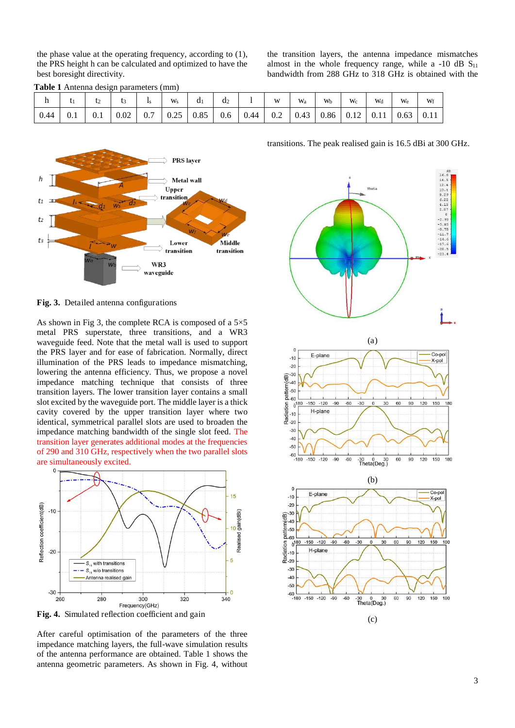the phase value at the operating frequency, according to (1), the PRS height h can be calculated and optimized to have the best boresight directivity.

**Table 1** Antenna design parameters (mm)

| h | $t_1$ | $t_2$ | $t_3$ | $l_s$ | $w_s$ | $d_1$ | $d_2$ | l | w | $w_a$ | $w_b$ | $w_c$ | $w_d$ | $w_e$ | $w_f$ |
|---|---|---|---|---|---|---|---|---|---|---|---|---|---|---|---|
| 0.44 | 0.1 | 0.1 | 0.02 | 0.7 | 0.25 | 0.85 | 0.6 | 0.44 | 0.2 | 0.43 | 0.86 | 0.12 | 0.11 | 0.63 | 0.11 |

**Fig. 3.** Detailed antenna configurations

As shown in Fig 3, the complete RCA is composed of a 5×5 metal PRS superstate, three transitions, and a WR3 waveguide feed. Note that the metal wall is used to support the PRS layer and for ease of fabrication. Normally, direct illumination of the PRS leads to impedance mismatching, lowering the antenna efficiency. Thus, we propose a novel impedance matching technique that consists of three transition layers. The lower transition layer contains a small slot excited by the waveguide port. The middle layer is a thick cavity covered by the upper transition layer where two identical, symmetrical parallel slots are used to broaden the impedance matching bandwidth of the single slot feed. The transition layer generates additional modes at the frequencies of 290 and 310 GHz, respectively when the two parallel slots are simultaneously excited.

**Fig. 4.** Simulated reflection coefficient and gain

After careful optimisation of the parameters of the three impedance matching layers, the full-wave simulation results of the antenna performance are obtained. Table 1 shows the antenna geometric parameters. As shown in Fig. 4, without the transition layers, the antenna impedance mismatches almost in the whole frequency range, while a -10 dB $S_{11}$ bandwidth from 288 GHz to 318 GHz is obtained with the transitions. The peak realised gain is 16.5 dBi at 300 GHz.

(a)

(b)

(c)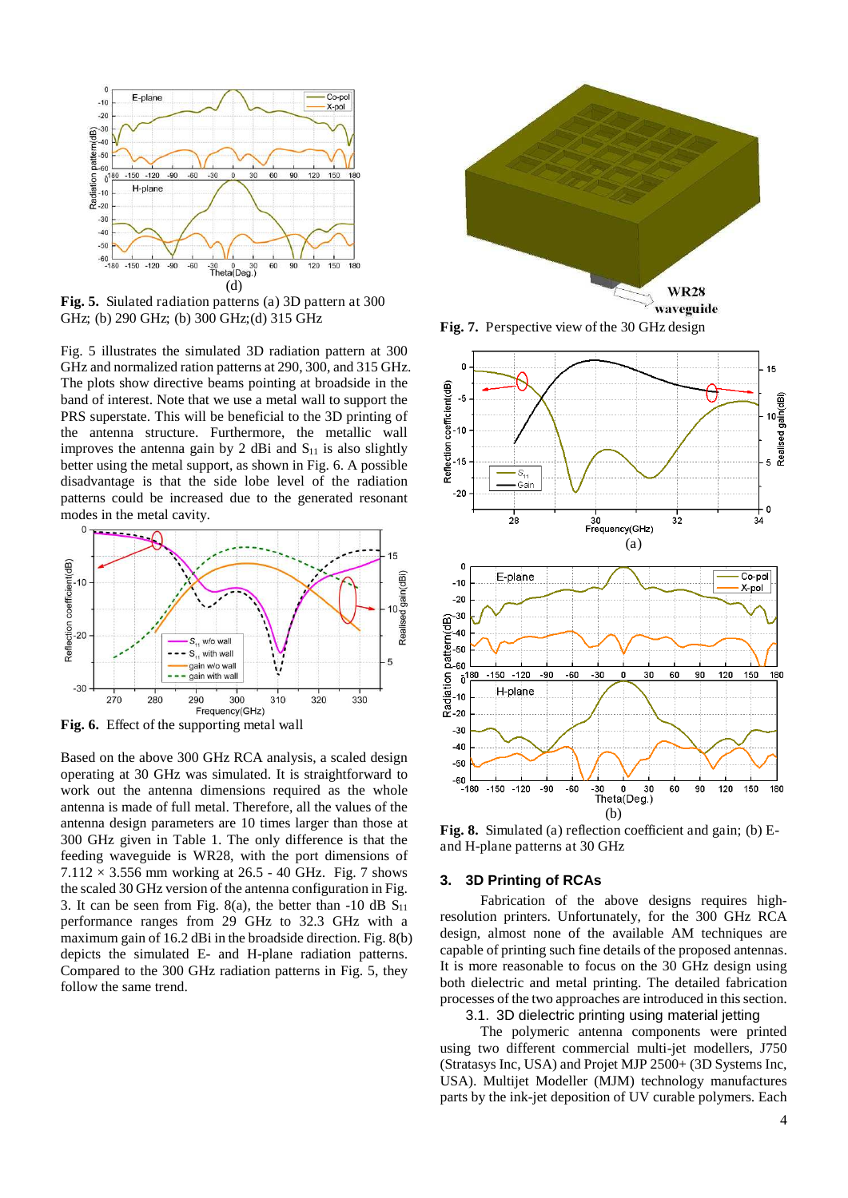**Fig. 5.** Siulated radiation patterns (a) 3D pattern at 300 GHz; (b) 290 GHz; (b) 300 GHz;(d) 315 GHz

Fig. 5 illustrates the simulated 3D radiation pattern at 300 GHz and normalized ration patterns at 290, 300, and 315 GHz. The plots show directive beams pointing at broadside in the band of interest. Note that we use a metal wall to support the PRS superstate. This will be beneficial to the 3D printing of the antenna structure. Furthermore, the metallic wall improves the antenna gain by 2 dBi and $S_{11}$ is also slightly better using the metal support, as shown in Fig. 6. A possible disadvantage is that the side lobe level of the radiation patterns could be increased due to the generated resonant modes in the metal cavity.

**Fig. 6.** Effect of the supporting metal wall

Based on the above 300 GHz RCA analysis, a scaled design operating at 30 GHz was simulated. It is straightforward to work out the antenna dimensions required as the whole antenna is made of full metal. Therefore, all the values of the antenna design parameters are 10 times larger than those at 300 GHz given in Table 1. The only difference is that the feeding waveguide is WR28, with the port dimensions of 7.112 × 3.556 mm working at 26.5 - 40 GHz. Fig. 7 shows the scaled 30 GHz version of the antenna configuration in Fig. 3. It can be seen from Fig. 8(a), the better than -10 dB $S_{11}$ performance ranges from 29 GHz to 32.3 GHz with a maximum gain of 16.2 dBi in the broadside direction. Fig. 8(b) depicts the simulated E- and H-plane radiation patterns. Compared to the 300 GHz radiation patterns in Fig. 5, they follow the same trend.

**Fig. 7.** Perspective view of the 30 GHz design

**Fig. 8.** Simulated (a) reflection coefficient and gain; (b) E- and H-plane patterns at 30 GHz

## 3. 3D Printing of RCAs

Fabrication of the above designs requires high-resolution printers. Unfortunately, for the 300 GHz RCA design, almost none of the available AM techniques are capable of printing such fine details of the proposed antennas. It is more reasonable to focus on the 30 GHz design using both dielectric and metal printing. The detailed fabrication processes of the two approaches are introduced in this section.

### 3.1. 3D dielectric printing using material jetting

The polymeric antenna components were printed using two different commercial multi-jet modellers, J750 (Stratasys Inc, USA) and Projet MJP 2500+ (3D Systems Inc, USA). Multijet Modeller (MJM) technology manufactures parts by the ink-jet deposition of UV curable polymers. Each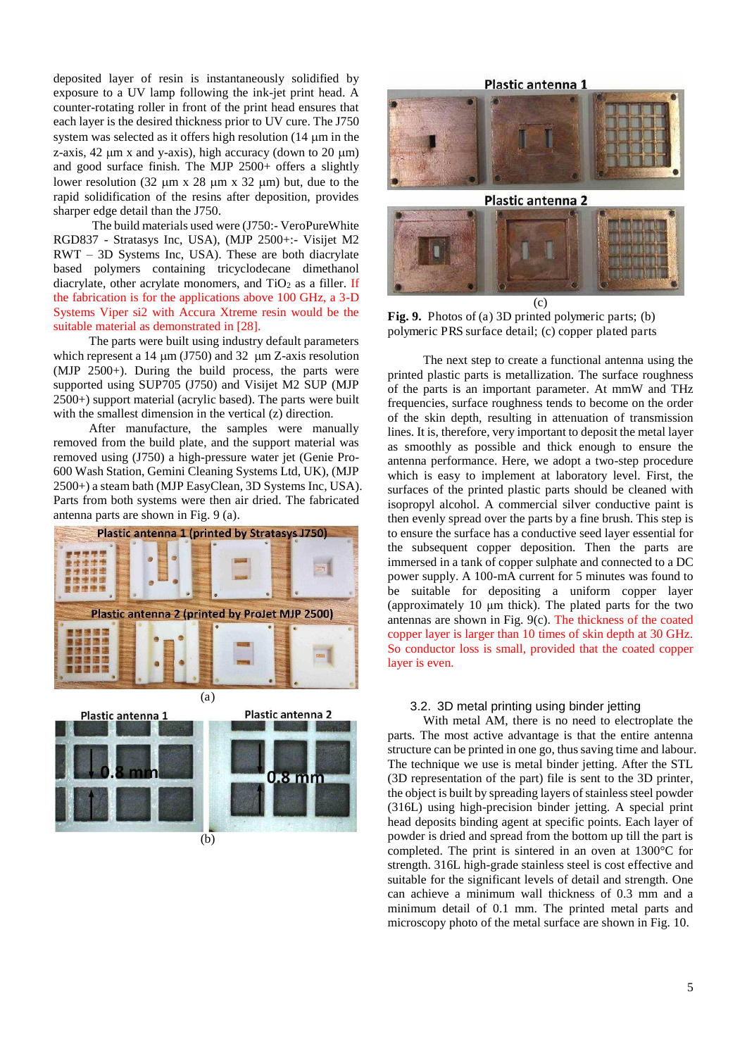deposited layer of resin is instantaneously solidified by exposure to a UV lamp following the ink-jet print head. A counter-rotating roller in front of the print head ensures that each layer is the desired thickness prior to UV cure. The J750 system was selected as it offers high resolution (14 µm in the z-axis, 42 µm x and y-axis), high accuracy (down to 20 µm) and good surface finish. The MJP 2500+ offers a slightly lower resolution (32 µm x 28 µm x 32 µm) but, due to the rapid solidification of the resins after deposition, provides sharper edge detail than the J750.

The build materials used were (J750:- VeroPureWhite RGD837 - Stratasys Inc, USA), (MJP 2500+:- Visijet M2 RWT – 3D Systems Inc, USA). These are both diacrylate based polymers containing tricyclodecane dimethanol diacrylate, other acrylate monomers, and $TiO_2$ as a filler. If the fabrication is for the applications above 100 GHz, a 3-D Systems Viper si2 with Accura Xtreme resin would be the suitable material as demonstrated in [28].

The parts were built using industry default parameters which represent a 14 µm (J750) and 32 µm Z-axis resolution (MJP 2500+). During the build process, the parts were supported using SUP705 (J750) and Visijet M2 SUP (MJP 2500+) support material (acrylic based). The parts were built with the smallest dimension in the vertical (z) direction.

After manufacture, the samples were manually removed from the build plate, and the support material was removed using (J750) a high-pressure water jet (Genie Pro-600 Wash Station, Gemini Cleaning Systems Ltd, UK), (MJP 2500+) a steam bath (MJP EasyClean, 3D Systems Inc, USA). Parts from both systems were then air dried. The fabricated antenna parts are shown in Fig. 9 (a).

**Fig. 9.** Photos of (a) 3D printed polymeric parts; (b) polymeric PRS surface detail; (c) copper plated parts

The next step to create a functional antenna using the printed plastic parts is metallization. The surface roughness of the parts is an important parameter. At mmW and THz frequencies, surface roughness tends to become on the order of the skin depth, resulting in attenuation of transmission lines. It is, therefore, very important to deposit the metal layer as smoothly as possible and thick enough to ensure the antenna performance. Here, we adopt a two-step procedure which is easy to implement at laboratory level. First, the surfaces of the printed plastic parts should be cleaned with isopropyl alcohol. A commercial silver conductive paint is then evenly spread over the parts by a fine brush. This step is to ensure the surface has a conductive seed layer essential for the subsequent copper deposition. Then the parts are immersed in a tank of copper sulphate and connected to a DC power supply. A 100-mA current for 5 minutes was found to be suitable for depositing a uniform copper layer (approximately 10 µm thick). The plated parts for the two antennas are shown in Fig. 9(c). The thickness of the coated copper layer is larger than 10 times of skin depth at 30 GHz. So conductor loss is small, provided that the coated copper layer is even.

### 3.2. 3D metal printing using binder jetting

With metal AM, there is no need to electroplate the parts. The most active advantage is that the entire antenna structure can be printed in one go, thus saving time and labour. The technique we use is metal binder jetting. After the STL (3D representation of the part) file is sent to the 3D printer, the object is built by spreading layers of stainless steel powder (316L) using high-precision binder jetting. A special print head deposits binding agent at specific points. Each layer of powder is dried and spread from the bottom up till the part is completed. The print is sintered in an oven at 1300°C for strength. 316L high-grade stainless steel is cost effective and suitable for the significant levels of detail and strength. One can achieve a minimum wall thickness of 0.3 mm and a minimum detail of 0.1 mm. The printed metal parts and microscopy photo of the metal surface are shown in Fig. 10.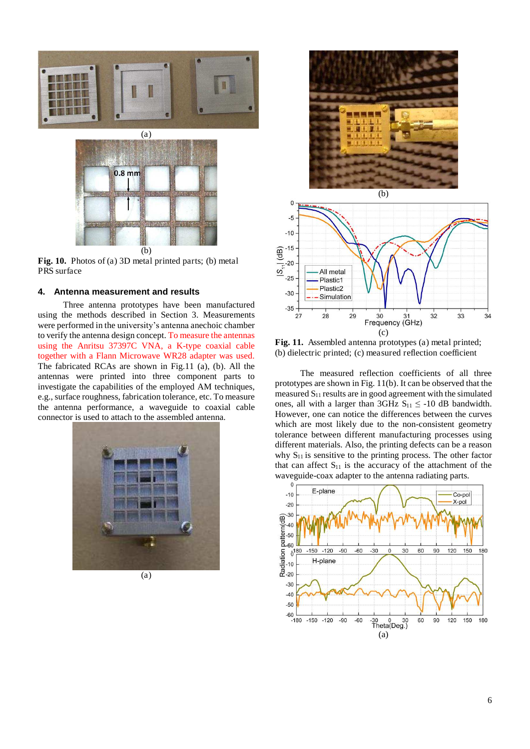(a)

(b)

**Fig. 10.** Photos of (a) 3D metal printed parts; (b) metal PRS surface

### 4. Antenna measurement and results

Three antenna prototypes have been manufactured using the methods described in Section 3. Measurements were performed in the university's antenna anechoic chamber to verify the antenna design concept. To measure the antennas using the Anritsu 37397C VNA, a K-type coaxial cable together with a Flann Microwave WR28 adapter was used. The fabricated RCAs are shown in Fig.11 (a), (b). All the antennas were printed into three component parts to investigate the capabilities of the employed AM techniques, e.g., surface roughness, fabrication tolerance, etc. To measure the antenna performance, a waveguide to coaxial cable connector is used to attach to the assembled antenna.

(a)

(b)

(c)

**Fig. 11.** Assembled antenna prototypes (a) metal printed; (b) dielectric printed; (c) measured reflection coefficient

The measured reflection coefficients of all three prototypes are shown in Fig. 11(b). It can be observed that the measured $S_{11}$ results are in good agreement with the simulated ones, all with a larger than 3GHz $S_{11} \leq$ -10 dB bandwidth. However, one can notice the differences between the curves which are most likely due to the non-consistent geometry tolerance between different manufacturing processes using different materials. Also, the printing defects can be a reason why $S_{11}$ is sensitive to the printing process. The other factor that can affect $S_{11}$ is the accuracy of the attachment of the waveguide-coax adapter to the antenna radiating parts.

(a)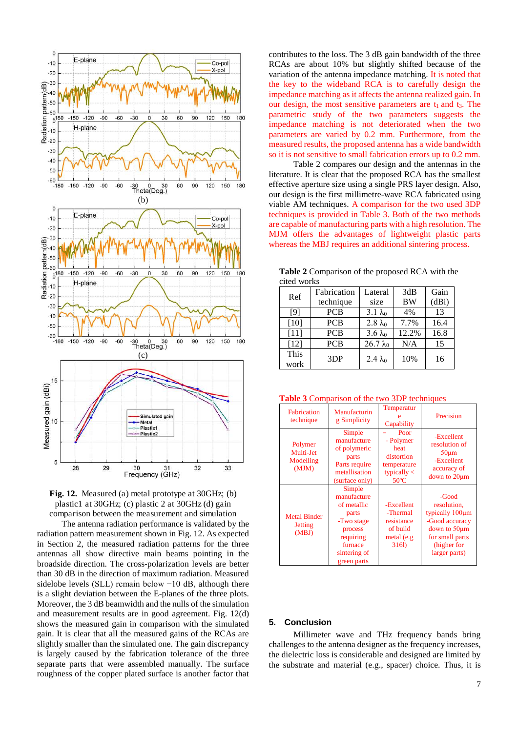**Fig. 12.** Measured (a) metal prototype at 30GHz; (b) plastic1 at 30GHz; (c) plastic 2 at 30GHz (d) gain comparison between the measurement and simulation

The antenna radiation performance is validated by the radiation pattern measurement shown in Fig. 12. As expected in Section 2, the measured radiation patterns for the three antennas all show directive main beams pointing in the broadside direction. The cross-polarization levels are better than 30 dB in the direction of maximum radiation. Measured sidelobe levels (SLL) remain below −10 dB, although there is a slight deviation between the E-planes of the three plots. Moreover, the 3 dB beamwidth and the nulls of the simulation and measurement results are in good agreement. Fig. 12(d) shows the measured gain in comparison with the simulated gain. It is clear that all the measured gains of the RCAs are slightly smaller than the simulated one. The gain discrepancy is largely caused by the fabrication tolerance of the three separate parts that were assembled manually. The surface roughness of the copper plated surface is another factor that contributes to the loss. The 3 dB gain bandwidth of the three RCAs are about 10% but slightly shifted because of the variation of the antenna impedance matching. It is noted that the key to the wideband RCA is to carefully design the impedance matching as it affects the antenna realized gain. In our design, the most sensitive parameters are $t_1$ and $t_3$. The parametric study of the two parameters suggests the impedance matching is not deteriorated when the two parameters are varied by 0.2 mm. Furthermore, from the measured results, the proposed antenna has a wide bandwidth so it is not sensitive to small fabrication errors up to 0.2 mm.

Table 2 compares our design and the antennas in the literature. It is clear that the proposed RCA has the smallest effective aperture size using a single PRS layer design. Also, our design is the first millimetre-wave RCA fabricated using viable AM techniques. A comparison for the two used 3DP techniques is provided in Table 3. Both of the two methods are capable of manufacturing parts with a high resolution. The MJM offers the advantages of lightweight plastic parts whereas the MBJ requires an additional sintering process.

**Table 2** Comparison of the proposed RCA with the cited works

| Ref | Fabrication technique | Lateral size | 3dB BW | Gain (dBi) |
|---|---|---|---|---|
| [9] | PCB | 3.1 $\lambda_0$ | 4% | 13 |
| [10] | PCB | 2.8 $\lambda_0$ | 7.7% | 16.4 |
| [11] | PCB | 3.6 $\lambda_0$ | 12.2% | 16.8 |
| [12] | PCB | 26.7 $\lambda_0$ | N/A | 15 |
| This work | 3DP | 2.4 $\lambda_0$ | 10% | 16 |

**Table 3** Comparison of the two 3DP techniques

| Fabrication technique | Manufacturing Simplicity | Temperature Capability | Precision |
|---|---|---|---|
| Polymer Multi-Jet Modelling (MJM) | Simple manufacture of polymeric parts Parts require metallisation (surface only) | – Poor - Polymer heat distortion temperature typically < 50°C | -Excellent resolution of 50µm -Excellent accuracy of down to 20µm |
| Metal Binder Jetting (MBJ) | Simple manufacture of metallic parts -Two stage process requiring furnace sintering of green parts | -Excellent -Thermal resistance of build metal (e.g 316l) | -Good resolution, typically 100µm -Good accuracy down to 50µm for small parts (higher for larger parts) |

## 5. Conclusion

Millimeter wave and THz frequency bands bring challenges to the antenna designer as the frequency increases, the dielectric loss is considerable and designed are limited by the substrate and material (e.g., spacer) choice. Thus, it is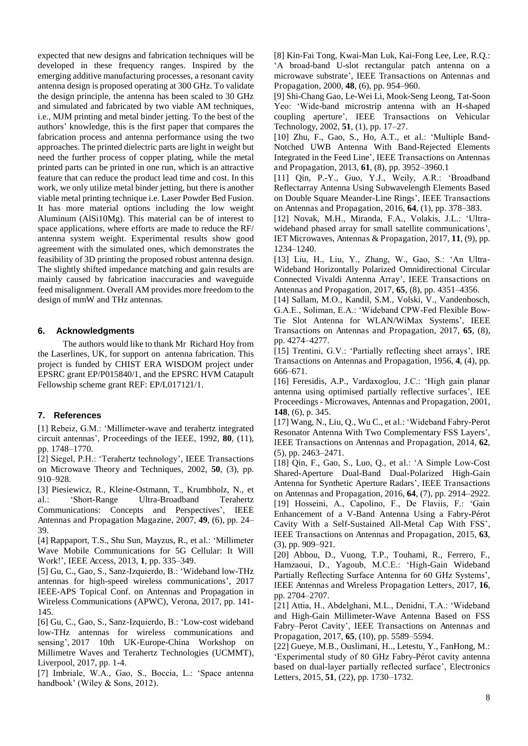expected that new designs and fabrication techniques will be developed in these frequency ranges. Inspired by the emerging additive manufacturing processes, a resonant cavity antenna design is proposed operating at 300 GHz. To validate the design principle, the antenna has been scaled to 30 GHz and simulated and fabricated by two viable AM techniques, i.e., MJM printing and metal binder jetting. To the best of the authors' knowledge, this is the first paper that compares the fabrication process and antenna performance using the two approaches. The printed dielectric parts are light in weight but need the further process of copper plating, while the metal printed parts can be printed in one run, which is an attractive feature that can reduce the product lead time and cost. In this work, we only utilize metal binder jetting, but there is another viable metal printing technique i.e. Laser Powder Bed Fusion. It has more material options including the low weight Aluminum (AlSi10Mg). This material can be of interest to space applications, where efforts are made to reduce the RF/ antenna system weight. Experimental results show good agreement with the simulated ones, which demonstrates the feasibility of 3D printing the proposed robust antenna design. The slightly shifted impedance matching and gain results are mainly caused by fabrication inaccuracies and waveguide feed misalignment. Overall AM provides more freedom to the design of mmW and THz antennas.

## 6. Acknowledgments

The authors would like to thank Mr Richard Hoy from the Laserlines, UK, for support on antenna fabrication. This project is funded by CHIST ERA WISDOM project under EPSRC grant EP/P015840/1, and the EPSRC HVM Catapult Fellowship scheme grant REF: EP/L017121/1.

## 7. References

[1] Rebeiz, G.M.: 'Millimeter-wave and terahertz integrated circuit antennas', Proceedings of the IEEE, 1992, **80**, (11), pp. 1748–1770.

[2] Siegel, P.H.: 'Terahertz technology', IEEE Transactions on Microwave Theory and Techniques, 2002, **50**, (3), pp. 910–928.

[3] Piesiewicz, R., Kleine-Ostmann, T., Krumbholz, N., et al.: 'Short-Range Ultra-Broadband Terahertz Communications: Concepts and Perspectives', IEEE Antennas and Propagation Magazine, 2007, **49**, (6), pp. 24–39.

[4] Rappaport, T.S., Shu Sun, Mayzus, R., et al.: 'Millimeter Wave Mobile Communications for 5G Cellular: It Will Work!', IEEE Access, 2013, **1**, pp. 335–349.

[5] Gu, C., Gao, S., Sanz-Izquierdo, B.: 'Wideband low-THz antennas for high-speed wireless communications', 2017 IEEE-APS Topical Conf. on Antennas and Propagation in Wireless Communications (APWC), Verona, 2017, pp. 141-145.

[6] Gu, C., Gao, S., Sanz-Izquierdo, B.: 'Low-cost wideband low-THz antennas for wireless communications and sensing', 2017 10th UK-Europe-China Workshop on Millimetre Waves and Terahertz Technologies (UCMMT), Liverpool, 2017, pp. 1-4.

[7] Imbriale, W.A., Gao, S., Boccia, L.: 'Space antenna handbook' (Wiley & Sons, 2012).

[8] Kin-Fai Tong, Kwai-Man Luk, Kai-Fong Lee, Lee, R.Q.: 'A broad-band U-slot rectangular patch antenna on a microwave substrate', IEEE Transactions on Antennas and Propagation, 2000, **48**, (6), pp. 954–960.

[9] Shi-Chang Gao, Le-Wei Li, Mook-Seng Leong, Tat-Soon Yeo: 'Wide-band microstrip antenna with an H-shaped coupling aperture', IEEE Transactions on Vehicular Technology, 2002, **51**, (1), pp. 17–27.

[10] Zhu, F., Gao, S., Ho, A.T., et al.: 'Multiple Band-Notched UWB Antenna With Band-Rejected Elements Integrated in the Feed Line', IEEE Transactions on Antennas and Propagation, 2013, **61**, (8), pp. 3952–3960.1

[11] Qin, P.-Y., Guo, Y.J., Weily, A.R.: 'Broadband Reflectarray Antenna Using Subwavelength Elements Based on Double Square Meander-Line Rings', IEEE Transactions on Antennas and Propagation, 2016, **64**, (1), pp. 378–383.

[12] Novak, M.H., Miranda, F.A., Volakis, J.L.: 'Ultra-wideband phased array for small satellite communications', IET Microwaves, Antennas & Propagation, 2017, **11**, (9), pp. 1234–1240.

[13] Liu, H., Liu, Y., Zhang, W., Gao, S.: 'An Ultra-Wideband Horizontally Polarized Omnidirectional Circular Connected Vivaldi Antenna Array', IEEE Transactions on Antennas and Propagation, 2017, **65**, (8), pp. 4351–4356.

[14] Sallam, M.O., Kandil, S.M., Volski, V., Vandenbosch, G.A.E., Soliman, E.A.: 'Wideband CPW-Fed Flexible Bow-Tie Slot Antenna for WLAN/WiMax Systems', IEEE Transactions on Antennas and Propagation, 2017, **65**, (8), pp. 4274–4277.

[15] Trentini, G.V.: 'Partially reflecting sheet arrays', IRE Transactions on Antennas and Propagation, 1956, **4**, (4), pp. 666–671.

[16] Feresidis, A.P., Vardaxoglou, J.C.: 'High gain planar antenna using optimised partially reflective surfaces', IEE Proceedings - Microwaves, Antennas and Propagation, 2001, **148**, (6), p. 345.

[17] Wang, N., Liu, Q., Wu C., et al.: 'Wideband Fabry-Perot Resonator Antenna With Two Complementary FSS Layers', IEEE Transactions on Antennas and Propagation, 2014, **62**, (5), pp. 2463–2471.

[18] Qin, F., Gao, S., Luo, Q., et al.: 'A Simple Low-Cost Shared-Aperture Dual-Band Dual-Polarized High-Gain Antenna for Synthetic Aperture Radars', IEEE Transactions on Antennas and Propagation, 2016, **64**, (7), pp. 2914–2922.

[19] Hosseini, A., Capolino, F., De Flaviis, F.: 'Gain Enhancement of a V-Band Antenna Using a Fabry-Pérot Cavity With a Self-Sustained All-Metal Cap With FSS', IEEE Transactions on Antennas and Propagation, 2015, **63**, (3), pp. 909–921.

[20] Abbou, D., Vuong, T.P., Touhami, R., Ferrero, F., Hamzaoui, D., Yagoub, M.C.E.: 'High-Gain Wideband Partially Reflecting Surface Antenna for 60 GHz Systems', IEEE Antennas and Wireless Propagation Letters, 2017, **16**, pp. 2704–2707.

[21] Attia, H., Abdelghani, M.L., Denidni, T.A.: 'Wideband and High-Gain Millimeter-Wave Antenna Based on FSS Fabry–Perot Cavity', IEEE Transactions on Antennas and Propagation, 2017, **65**, (10), pp. 5589–5594.

[22] Gueye, M.B., Ouslimani, H.., Letestu, Y., FanHong, M.: 'Experimental study of 80 GHz Fabry-Pérot cavity antenna based on dual-layer partially reflected surface', Electronics Letters, 2015, **51**, (22), pp. 1730–1732.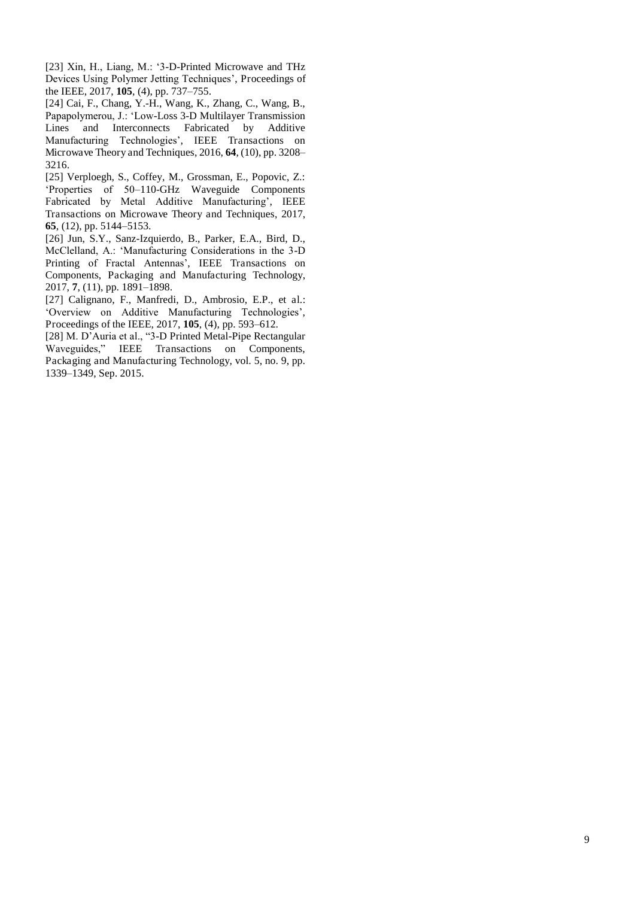[23] Xin, H., Liang, M.: '3-D-Printed Microwave and THz Devices Using Polymer Jetting Techniques', Proceedings of the IEEE, 2017, **105**, (4), pp. 737–755.

[24] Cai, F., Chang, Y.-H., Wang, K., Zhang, C., Wang, B., Papapolymerou, J.: 'Low-Loss 3-D Multilayer Transmission Lines and Interconnects Fabricated by Additive Manufacturing Technologies', IEEE Transactions on Microwave Theory and Techniques, 2016, **64**, (10), pp. 3208–3216.

[25] Verploegh, S., Coffey, M., Grossman, E., Popovic, Z.: 'Properties of 50–110-GHz Waveguide Components Fabricated by Metal Additive Manufacturing', IEEE Transactions on Microwave Theory and Techniques, 2017, **65**, (12), pp. 5144–5153.

[26] Jun, S.Y., Sanz-Izquierdo, B., Parker, E.A., Bird, D., McClelland, A.: 'Manufacturing Considerations in the 3-D Printing of Fractal Antennas', IEEE Transactions on Components, Packaging and Manufacturing Technology, 2017, **7**, (11), pp. 1891–1898.

[27] Calignano, F., Manfredi, D., Ambrosio, E.P., et al.: 'Overview on Additive Manufacturing Technologies', Proceedings of the IEEE, 2017, **105**, (4), pp. 593–612.

[28] M. D'Auria et al., "3-D Printed Metal-Pipe Rectangular Waveguides," IEEE Transactions on Components, Packaging and Manufacturing Technology, vol. 5, no. 9, pp. 1339–1349, Sep. 2015.